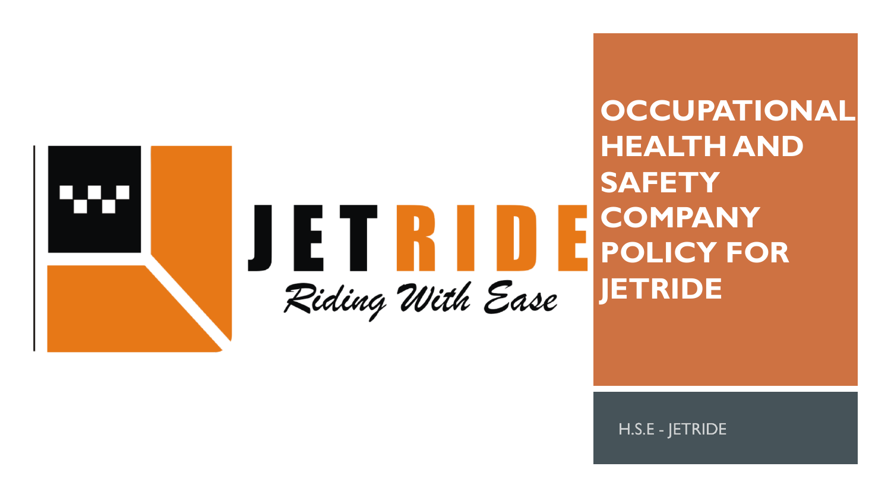JETRIDE

*Riding With Ease*

# OCCUPATIONAL HEALTH AND SAFETY COMPANY POLICY FOR JETRIDE

H.S.E - JETRIDE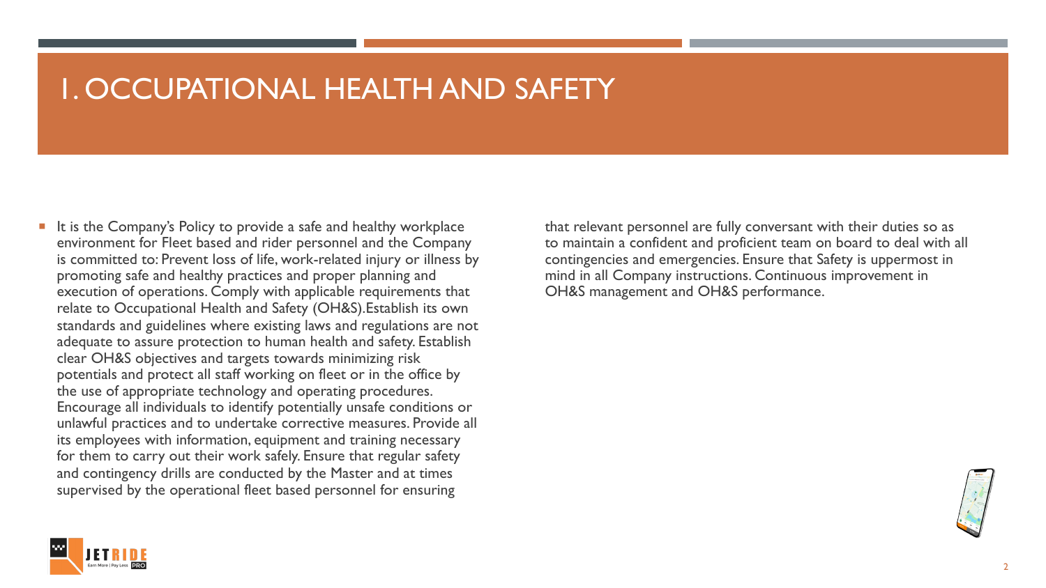# 1. OCCUPATIONAL HEALTH AND SAFETY

- It is the Company's Policy to provide a safe and healthy workplace environment for Fleet based and rider personnel and the Company is committed to: Prevent loss of life, work-related injury or illness by promoting safe and healthy practices and proper planning and execution of operations. Comply with applicable requirements that relate to Occupational Health and Safety (OH&S).Establish its own standards and guidelines where existing laws and regulations are not adequate to assure protection to human health and safety. Establish clear OH&S objectives and targets towards minimizing risk potentials and protect all staff working on fleet or in the office by the use of appropriate technology and operating procedures. Encourage all individuals to identify potentially unsafe conditions or unlawful practices and to undertake corrective measures. Provide all its employees with information, equipment and training necessary for them to carry out their work safely. Ensure that regular safety and contingency drills are conducted by the Master and at times supervised by the operational fleet based personnel for ensuring that relevant personnel are fully conversant with their duties so as to maintain a confident and proficient team on board to deal with all contingencies and emergencies. Ensure that Safety is uppermost in mind in all Company instructions. Continuous improvement in OH&S management and OH&S performance.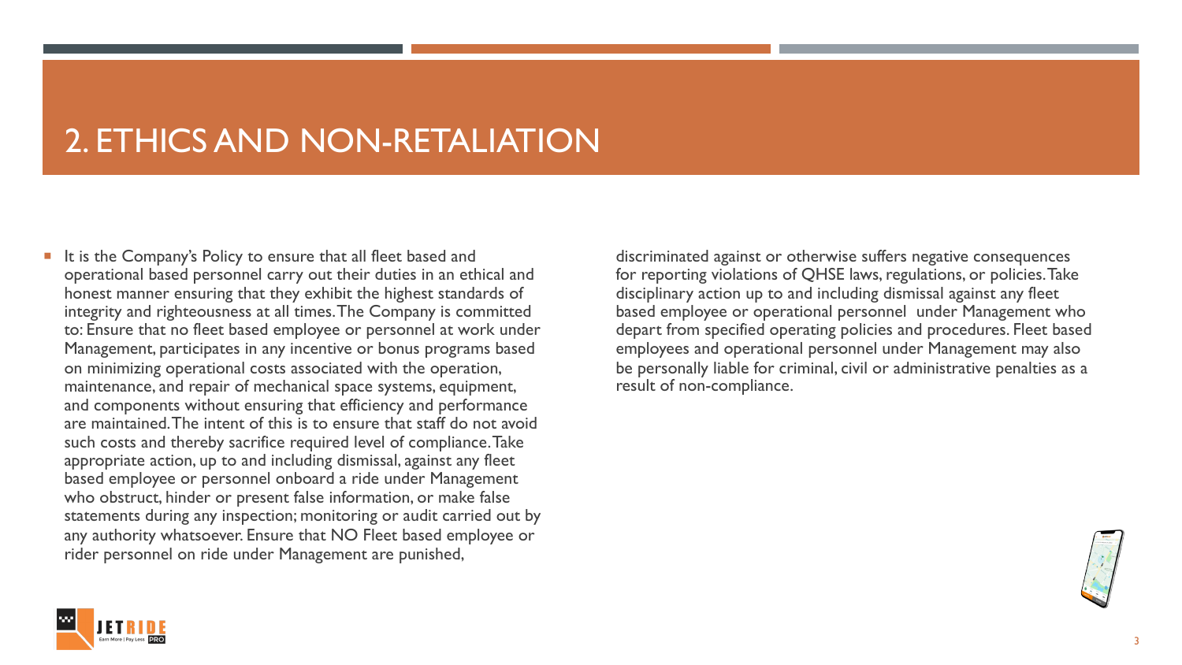# 2. ETHICS AND NON-RETALIATION

- It is the Company's Policy to ensure that all fleet based and operational based personnel carry out their duties in an ethical and honest manner ensuring that they exhibit the highest standards of integrity and righteousness at all times. The Company is committed to: Ensure that no fleet based employee or personnel at work under Management, participates in any incentive or bonus programs based on minimizing operational costs associated with the operation, maintenance, and repair of mechanical space systems, equipment, and components without ensuring that efficiency and performance are maintained. The intent of this is to ensure that staff do not avoid such costs and thereby sacrifice required level of compliance. Take appropriate action, up to and including dismissal, against any fleet based employee or personnel onboard a ride under Management who obstruct, hinder or present false information, or make false statements during any inspection; monitoring or audit carried out by any authority whatsoever. Ensure that NO Fleet based employee or rider personnel on ride under Management are punished, discriminated against or otherwise suffers negative consequences for reporting violations of QHSE laws, regulations, or policies. Take disciplinary action up to and including dismissal against any fleet based employee or operational personnel under Management who depart from specified operating policies and procedures. Fleet based employees and operational personnel under Management may also be personally liable for criminal, civil or administrative penalties as a result of non-compliance.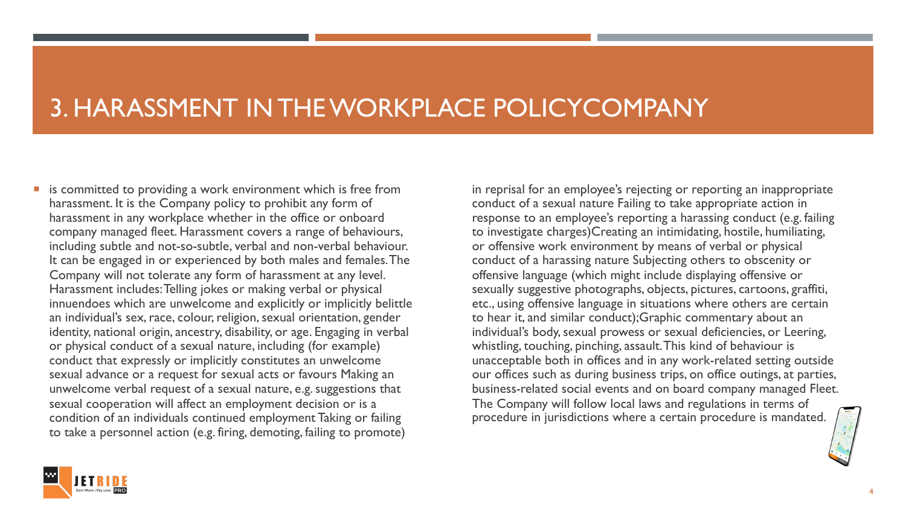# 3. HARASSMENT IN THE WORKPLACE POLICYCOMPANY

- is committed to providing a work environment which is free from harassment. It is the Company policy to prohibit any form of harassment in any workplace whether in the office or onboard company managed fleet. Harassment covers a range of behaviours, including subtle and not-so-subtle, verbal and non-verbal behaviour. It can be engaged in or experienced by both males and females. The Company will not tolerate any form of harassment at any level. Harassment includes: Telling jokes or making verbal or physical innuendoes which are unwelcome and explicitly or implicitly belittle an individual's sex, race, colour, religion, sexual orientation, gender identity, national origin, ancestry, disability, or age. Engaging in verbal or physical conduct of a sexual nature, including (for example) conduct that expressly or implicitly constitutes an unwelcome sexual advance or a request for sexual acts or favours Making an unwelcome verbal request of a sexual nature, e.g. suggestions that sexual cooperation will affect an employment decision or is a condition of an individuals continued employment Taking or failing to take a personnel action (e.g. firing, demoting, failing to promote) in reprisal for an employee's rejecting or reporting an inappropriate conduct of a sexual nature Failing to take appropriate action in response to an employee's reporting a harassing conduct (e.g. failing to investigate charges)Creating an intimidating, hostile, humiliating, or offensive work environment by means of verbal or physical conduct of a harassing nature Subjecting others to obscenity or offensive language (which might include displaying offensive or sexually suggestive photographs, objects, pictures, cartoons, graffiti, etc., using offensive language in situations where others are certain to hear it, and similar conduct);Graphic commentary about an individual's body, sexual prowess or sexual deficiencies, or Leering, whistling, touching, pinching, assault. This kind of behaviour is unacceptable both in offices and in any work-related setting outside our offices such as during business trips, on office outings, at parties, business-related social events and on board company managed Fleet. The Company will follow local laws and regulations in terms of procedure in jurisdictions where a certain procedure is mandated.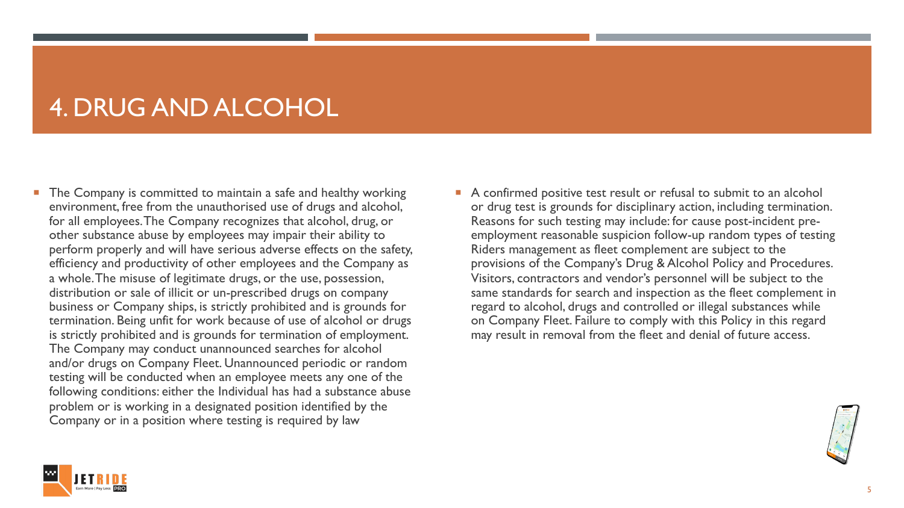# 4. DRUG AND ALCOHOL

- The Company is committed to maintain a safe and healthy working environment, free from the unauthorised use of drugs and alcohol, for all employees. The Company recognizes that alcohol, drug, or other substance abuse by employees may impair their ability to perform properly and will have serious adverse effects on the safety, efficiency and productivity of other employees and the Company as a whole. The misuse of legitimate drugs, or the use, possession, distribution or sale of illicit or un-prescribed drugs on company business or Company ships, is strictly prohibited and is grounds for termination. Being unfit for work because of use of alcohol or drugs is strictly prohibited and is grounds for termination of employment. The Company may conduct unannounced searches for alcohol and/or drugs on Company Fleet. Unannounced periodic or random testing will be conducted when an employee meets any one of the following conditions: either the Individual has had a substance abuse problem or is working in a designated position identified by the Company or in a position where testing is required by law

- A confirmed positive test result or refusal to submit to an alcohol or drug test is grounds for disciplinary action, including termination. Reasons for such testing may include: for cause post-incident pre-employment reasonable suspicion follow-up random types of testing Riders management as fleet complement are subject to the provisions of the Company's Drug & Alcohol Policy and Procedures. Visitors, contractors and vendor's personnel will be subject to the same standards for search and inspection as the fleet complement in regard to alcohol, drugs and controlled or illegal substances while on Company Fleet. Failure to comply with this Policy in this regard may result in removal from the fleet and denial of future access.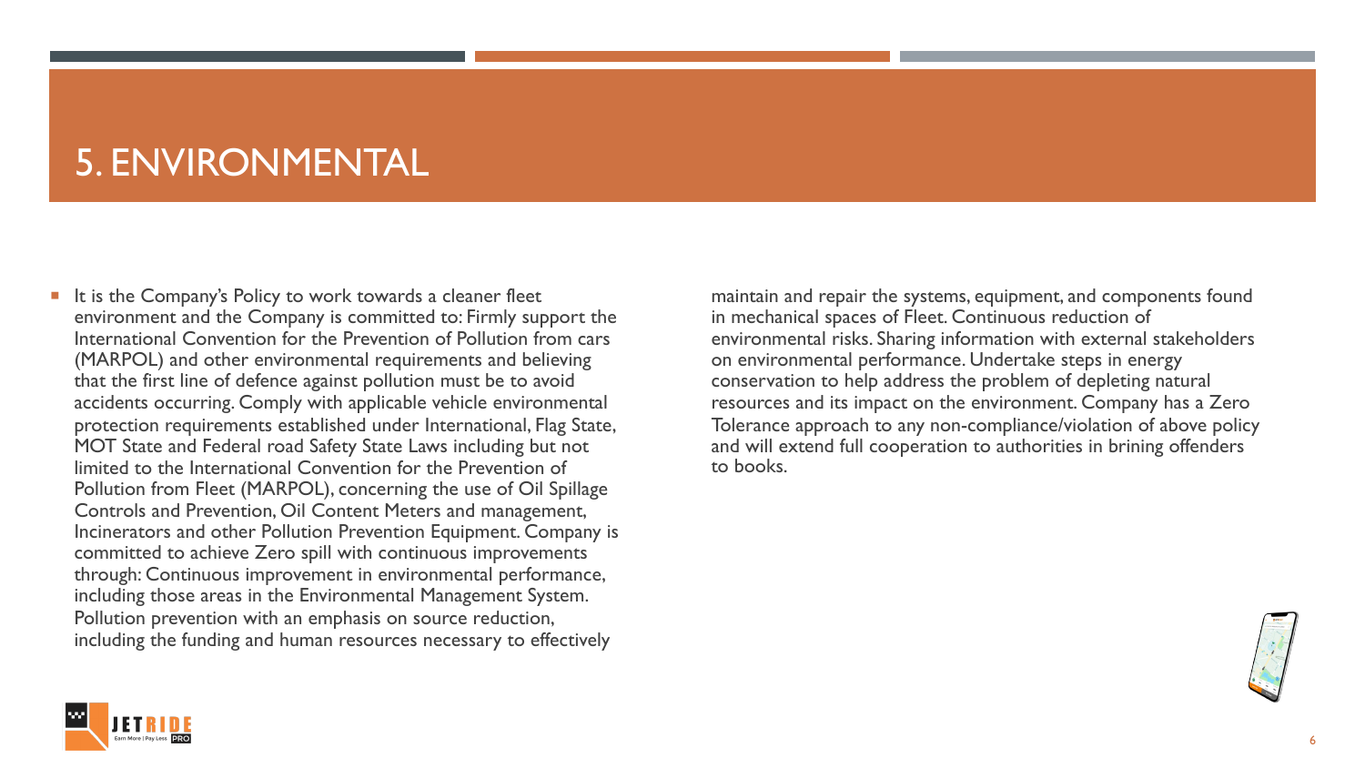# 5. ENVIRONMENTAL

- It is the Company's Policy to work towards a cleaner fleet environment and the Company is committed to: Firmly support the International Convention for the Prevention of Pollution from cars (MARPOL) and other environmental requirements and believing that the first line of defence against pollution must be to avoid accidents occurring. Comply with applicable vehicle environmental protection requirements established under International, Flag State, MOT State and Federal road Safety State Laws including but not limited to the International Convention for the Prevention of Pollution from Fleet (MARPOL), concerning the use of Oil Spillage Controls and Prevention, Oil Content Meters and management, Incinerators and other Pollution Prevention Equipment. Company is committed to achieve Zero spill with continuous improvements through: Continuous improvement in environmental performance, including those areas in the Environmental Management System. Pollution prevention with an emphasis on source reduction, including the funding and human resources necessary to effectively maintain and repair the systems, equipment, and components found in mechanical spaces of Fleet. Continuous reduction of environmental risks. Sharing information with external stakeholders on environmental performance. Undertake steps in energy conservation to help address the problem of depleting natural resources and its impact on the environment. Company has a Zero Tolerance approach to any non-compliance/violation of above policy and will extend full cooperation to authorities in brining offenders to books.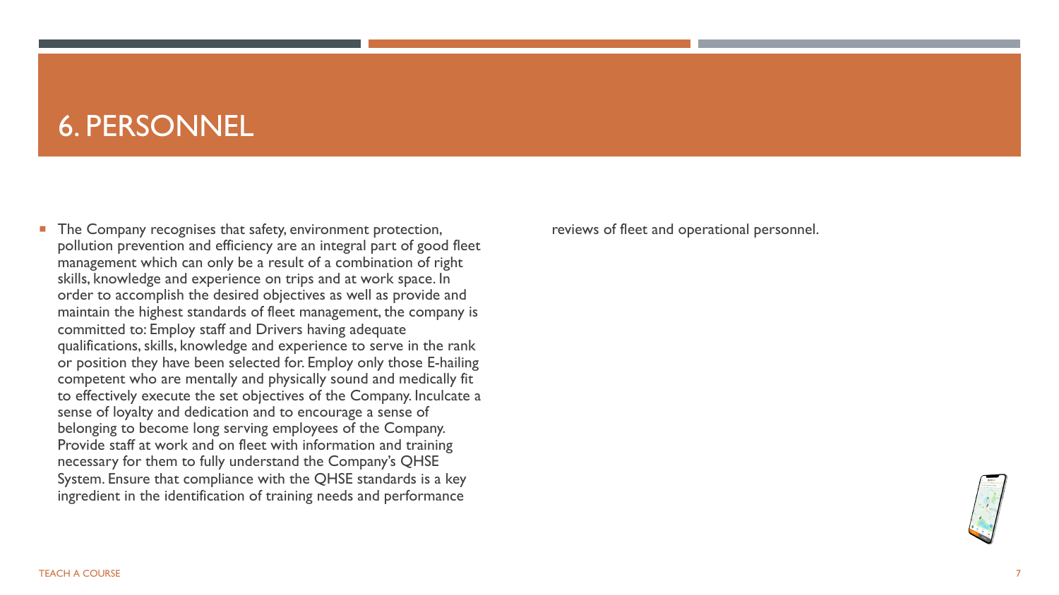# 6. PERSONNEL

- The Company recognises that safety, environment protection, pollution prevention and efficiency are an integral part of good fleet management which can only be a result of a combination of right skills, knowledge and experience on trips and at work space. In order to accomplish the desired objectives as well as provide and maintain the highest standards of fleet management, the company is committed to: Employ staff and Drivers having adequate qualifications, skills, knowledge and experience to serve in the rank or position they have been selected for. Employ only those E-hailing competent who are mentally and physically sound and medically fit to effectively execute the set objectives of the Company. Inculcate a sense of loyalty and dedication and to encourage a sense of belonging to become long serving employees of the Company. Provide staff at work and on fleet with information and training necessary for them to fully understand the Company's QHSE System. Ensure that compliance with the QHSE standards is a key ingredient in the identification of training needs and performance reviews of fleet and operational personnel.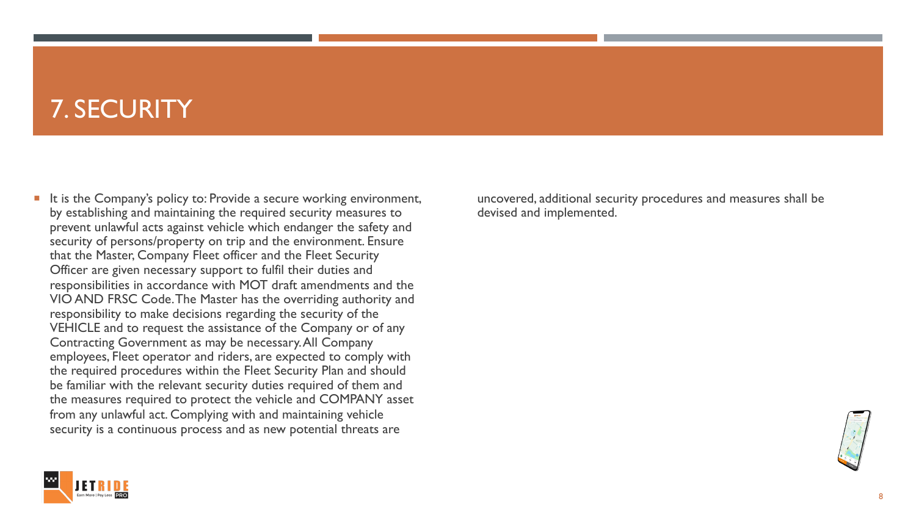# 7. SECURITY

- It is the Company's policy to: Provide a secure working environment, by establishing and maintaining the required security measures to prevent unlawful acts against vehicle which endanger the safety and security of persons/property on trip and the environment. Ensure that the Master, Company Fleet officer and the Fleet Security Officer are given necessary support to fulfil their duties and responsibilities in accordance with MOT draft amendments and the VIO AND FRSC Code. The Master has the overriding authority and responsibility to make decisions regarding the security of the VEHICLE and to request the assistance of the Company or of any Contracting Government as may be necessary. All Company employees, Fleet operator and riders, are expected to comply with the required procedures within the Fleet Security Plan and should be familiar with the relevant security duties required of them and the measures required to protect the vehicle and COMPANY asset from any unlawful act. Complying with and maintaining vehicle security is a continuous process and as new potential threats are uncovered, additional security procedures and measures shall be devised and implemented.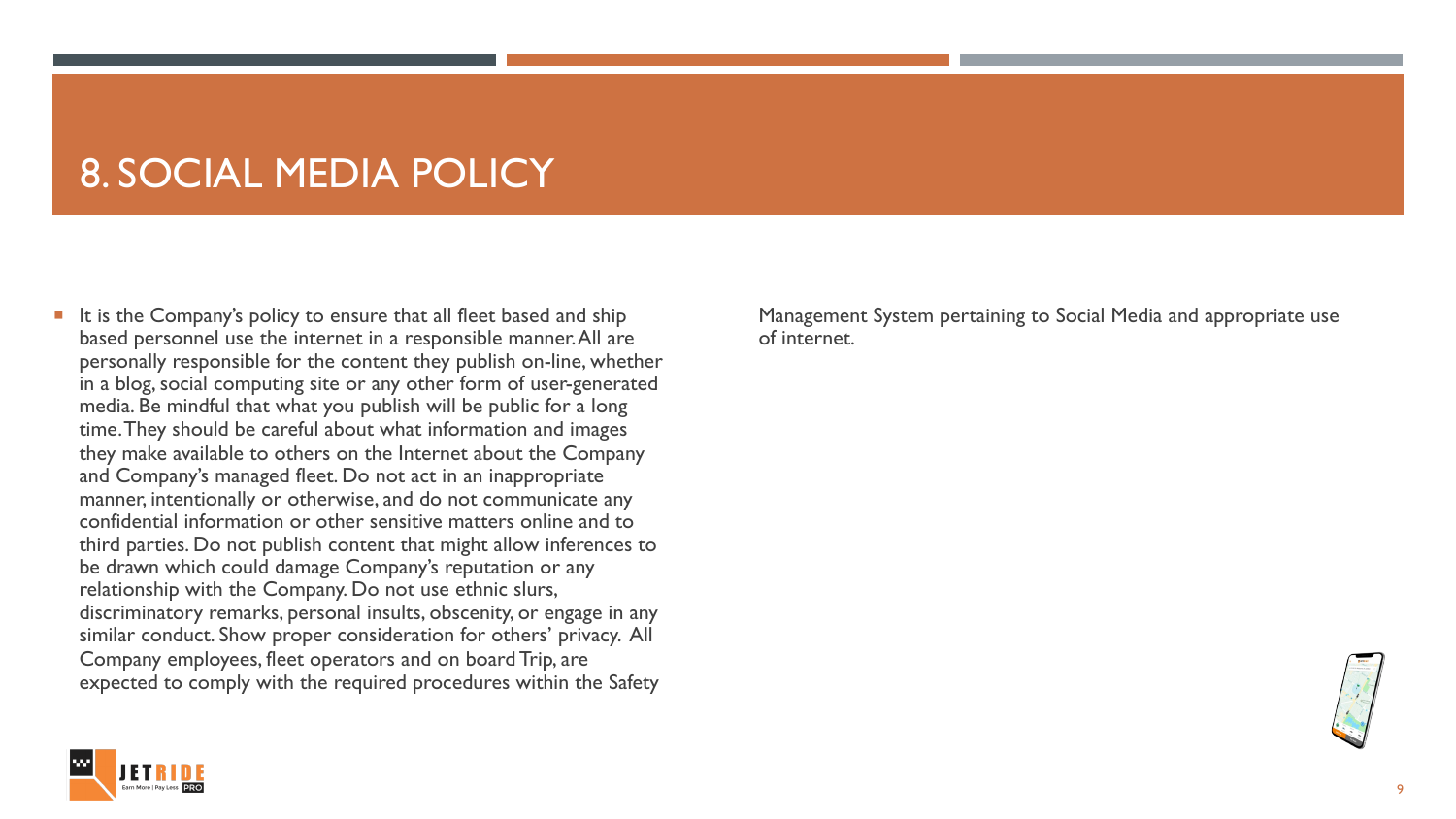# 8. SOCIAL MEDIA POLICY

- It is the Company's policy to ensure that all fleet based and ship based personnel use the internet in a responsible manner. All are personally responsible for the content they publish on-line, whether in a blog, social computing site or any other form of user-generated media. Be mindful that what you publish will be public for a long time. They should be careful about what information and images they make available to others on the Internet about the Company and Company's managed fleet. Do not act in an inappropriate manner, intentionally or otherwise, and do not communicate any confidential information or other sensitive matters online and to third parties. Do not publish content that might allow inferences to be drawn which could damage Company's reputation or any relationship with the Company. Do not use ethnic slurs, discriminatory remarks, personal insults, obscenity, or engage in any similar conduct. Show proper consideration for others' privacy. All Company employees, fleet operators and on board Trip, are expected to comply with the required procedures within the Safety Management System pertaining to Social Media and appropriate use of internet.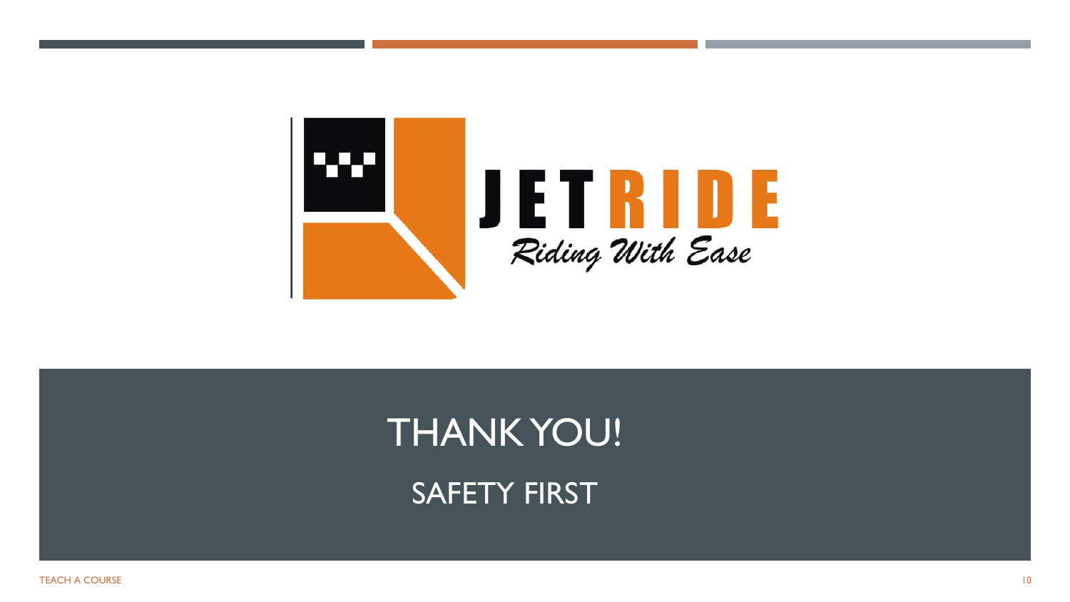JETRIDE

Riding With Ease

# THANK YOU!

SAFETY FIRST